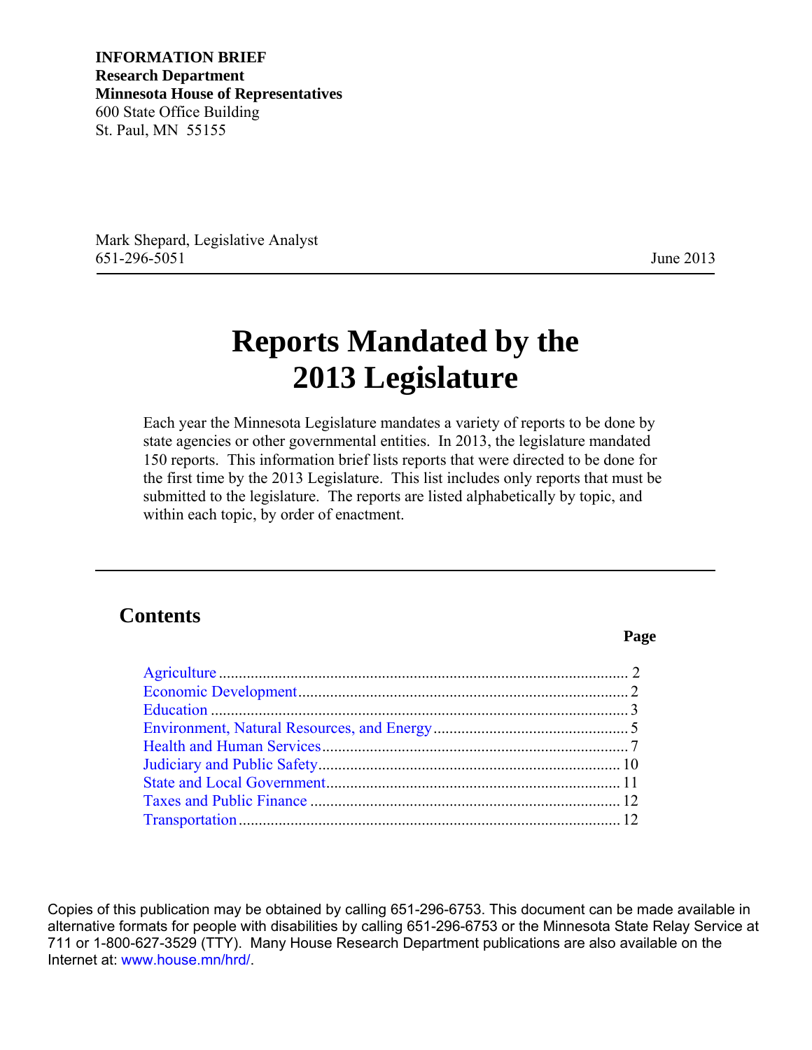**INFORMATION BRIEF**
**Research Department**
**Minnesota House of Representatives**
600 State Office Building
St. Paul, MN 55155

Mark Shepard, Legislative Analyst
651-296-5051

June 2013

---

# Reports Mandated by the 2013 Legislature

Each year the Minnesota Legislature mandates a variety of reports to be done by state agencies or other governmental entities. In 2013, the legislature mandated 150 reports. This information brief lists reports that were directed to be done for the first time by the 2013 Legislature. This list includes only reports that must be submitted to the legislature. The reports are listed alphabetically by topic, and within each topic, by order of enactment.

---

## Contents

| | Page |
|---|---|
| Agriculture | 2 |
| Economic Development | 2 |
| Education | 3 |
| Environment, Natural Resources, and Energy | 5 |
| Health and Human Services | 7 |
| Judiciary and Public Safety | 10 |
| State and Local Government | 11 |
| Taxes and Public Finance | 12 |
| Transportation | 12 |

Copies of this publication may be obtained by calling 651-296-6753. This document can be made available in alternative formats for people with disabilities by calling 651-296-6753 or the Minnesota State Relay Service at 711 or 1-800-627-3529 (TTY). Many House Research Department publications are also available on the Internet at: www.house.mn/hrd/.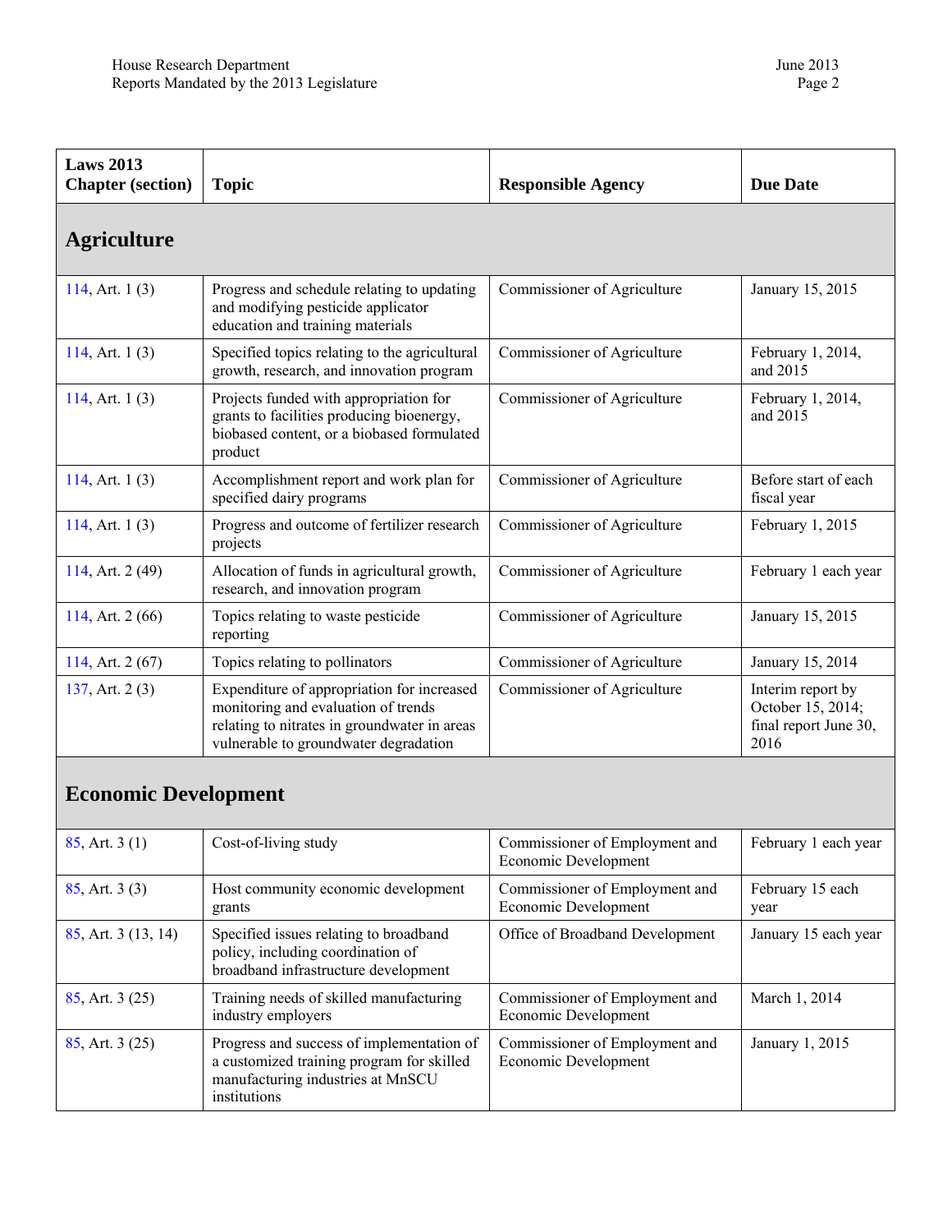| Laws 2013 Chapter (section) | Topic | Responsible Agency | Due Date |
| --- | --- | --- | --- |
| **Agriculture** | | | |
| 114, Art. 1 (3) | Progress and schedule relating to updating and modifying pesticide applicator education and training materials | Commissioner of Agriculture | January 15, 2015 |
| 114, Art. 1 (3) | Specified topics relating to the agricultural growth, research, and innovation program | Commissioner of Agriculture | February 1, 2014, and 2015 |
| 114, Art. 1 (3) | Projects funded with appropriation for grants to facilities producing bioenergy, biobased content, or a biobased formulated product | Commissioner of Agriculture | February 1, 2014, and 2015 |
| 114, Art. 1 (3) | Accomplishment report and work plan for specified dairy programs | Commissioner of Agriculture | Before start of each fiscal year |
| 114, Art. 1 (3) | Progress and outcome of fertilizer research projects | Commissioner of Agriculture | February 1, 2015 |
| 114, Art. 2 (49) | Allocation of funds in agricultural growth, research, and innovation program | Commissioner of Agriculture | February 1 each year |
| 114, Art. 2 (66) | Topics relating to waste pesticide reporting | Commissioner of Agriculture | January 15, 2015 |
| 114, Art. 2 (67) | Topics relating to pollinators | Commissioner of Agriculture | January 15, 2014 |
| 137, Art. 2 (3) | Expenditure of appropriation for increased monitoring and evaluation of trends relating to nitrates in groundwater in areas vulnerable to groundwater degradation | Commissioner of Agriculture | Interim report by October 15, 2014; final report June 30, 2016 |
| **Economic Development** | | | |
| 85, Art. 3 (1) | Cost-of-living study | Commissioner of Employment and Economic Development | February 1 each year |
| 85, Art. 3 (3) | Host community economic development grants | Commissioner of Employment and Economic Development | February 15 each year |
| 85, Art. 3 (13, 14) | Specified issues relating to broadband policy, including coordination of broadband infrastructure development | Office of Broadband Development | January 15 each year |
| 85, Art. 3 (25) | Training needs of skilled manufacturing industry employers | Commissioner of Employment and Economic Development | March 1, 2014 |
| 85, Art. 3 (25) | Progress and success of implementation of a customized training program for skilled manufacturing industries at MnSCU institutions | Commissioner of Employment and Economic Development | January 1, 2015 |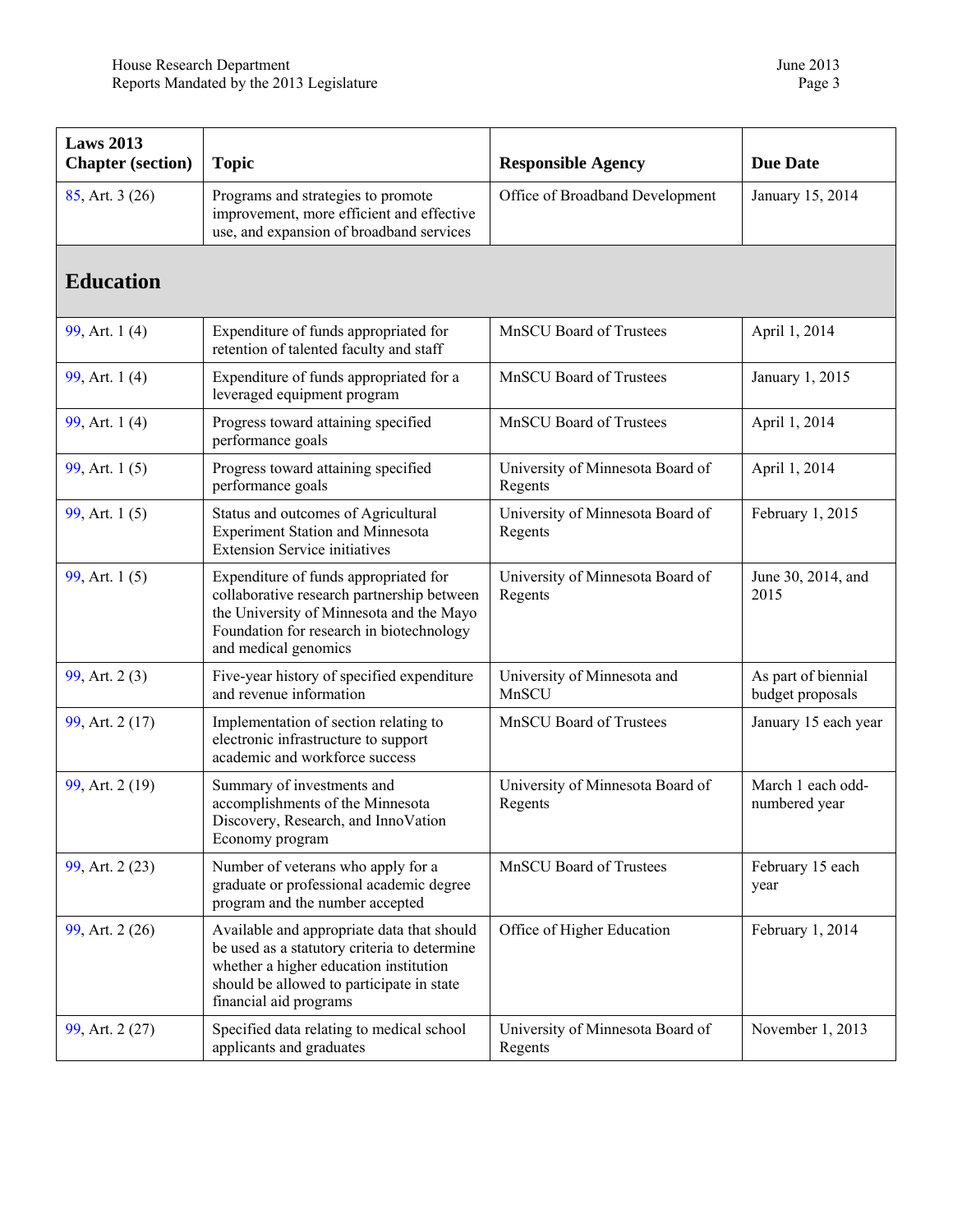| Laws 2013 Chapter (section) | Topic | Responsible Agency | Due Date |
|---|---|---|---|
| 85, Art. 3 (26) | Programs and strategies to promote improvement, more efficient and effective use, and expansion of broadband services | Office of Broadband Development | January 15, 2014 |
| **Education** | | | |
| 99, Art. 1 (4) | Expenditure of funds appropriated for retention of talented faculty and staff | MnSCU Board of Trustees | April 1, 2014 |
| 99, Art. 1 (4) | Expenditure of funds appropriated for a leveraged equipment program | MnSCU Board of Trustees | January 1, 2015 |
| 99, Art. 1 (4) | Progress toward attaining specified performance goals | MnSCU Board of Trustees | April 1, 2014 |
| 99, Art. 1 (5) | Progress toward attaining specified performance goals | University of Minnesota Board of Regents | April 1, 2014 |
| 99, Art. 1 (5) | Status and outcomes of Agricultural Experiment Station and Minnesota Extension Service initiatives | University of Minnesota Board of Regents | February 1, 2015 |
| 99, Art. 1 (5) | Expenditure of funds appropriated for collaborative research partnership between the University of Minnesota and the Mayo Foundation for research in biotechnology and medical genomics | University of Minnesota Board of Regents | June 30, 2014, and 2015 |
| 99, Art. 2 (3) | Five-year history of specified expenditure and revenue information | University of Minnesota and MnSCU | As part of biennial budget proposals |
| 99, Art. 2 (17) | Implementation of section relating to electronic infrastructure to support academic and workforce success | MnSCU Board of Trustees | January 15 each year |
| 99, Art. 2 (19) | Summary of investments and accomplishments of the Minnesota Discovery, Research, and InnoVation Economy program | University of Minnesota Board of Regents | March 1 each odd-numbered year |
| 99, Art. 2 (23) | Number of veterans who apply for a graduate or professional academic degree program and the number accepted | MnSCU Board of Trustees | February 15 each year |
| 99, Art. 2 (26) | Available and appropriate data that should be used as a statutory criteria to determine whether a higher education institution should be allowed to participate in state financial aid programs | Office of Higher Education | February 1, 2014 |
| 99, Art. 2 (27) | Specified data relating to medical school applicants and graduates | University of Minnesota Board of Regents | November 1, 2013 |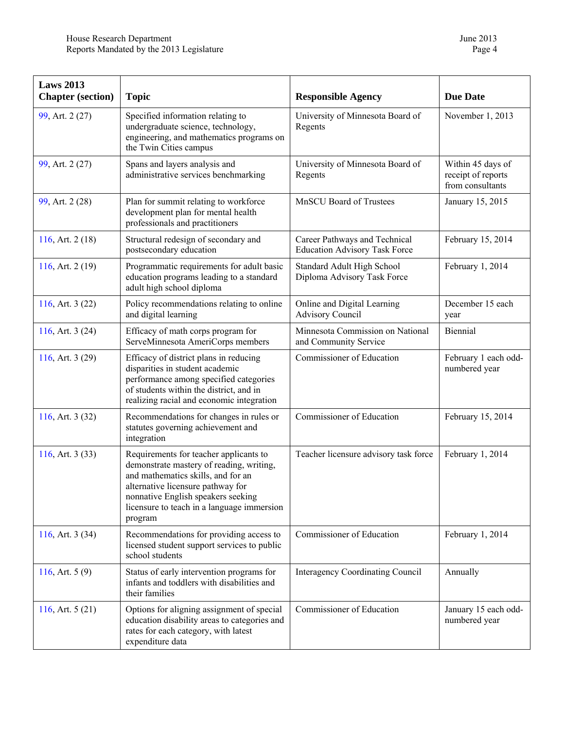| Laws 2013 Chapter (section) | Topic | Responsible Agency | Due Date |
|---|---|---|---|
| 99, Art. 2 (27) | Specified information relating to undergraduate science, technology, engineering, and mathematics programs on the Twin Cities campus | University of Minnesota Board of Regents | November 1, 2013 |
| 99, Art. 2 (27) | Spans and layers analysis and administrative services benchmarking | University of Minnesota Board of Regents | Within 45 days of receipt of reports from consultants |
| 99, Art. 2 (28) | Plan for summit relating to workforce development plan for mental health professionals and practitioners | MnSCU Board of Trustees | January 15, 2015 |
| 116, Art. 2 (18) | Structural redesign of secondary and postsecondary education | Career Pathways and Technical Education Advisory Task Force | February 15, 2014 |
| 116, Art. 2 (19) | Programmatic requirements for adult basic education programs leading to a standard adult high school diploma | Standard Adult High School Diploma Advisory Task Force | February 1, 2014 |
| 116, Art. 3 (22) | Policy recommendations relating to online and digital learning | Online and Digital Learning Advisory Council | December 15 each year |
| 116, Art. 3 (24) | Efficacy of math corps program for ServeMinnesota AmeriCorps members | Minnesota Commission on National and Community Service | Biennial |
| 116, Art. 3 (29) | Efficacy of district plans in reducing disparities in student academic performance among specified categories of students within the district, and in realizing racial and economic integration | Commissioner of Education | February 1 each odd-numbered year |
| 116, Art. 3 (32) | Recommendations for changes in rules or statutes governing achievement and integration | Commissioner of Education | February 15, 2014 |
| 116, Art. 3 (33) | Requirements for teacher applicants to demonstrate mastery of reading, writing, and mathematics skills, and for an alternative licensure pathway for nonnative English speakers seeking licensure to teach in a language immersion program | Teacher licensure advisory task force | February 1, 2014 |
| 116, Art. 3 (34) | Recommendations for providing access to licensed student support services to public school students | Commissioner of Education | February 1, 2014 |
| 116, Art. 5 (9) | Status of early intervention programs for infants and toddlers with disabilities and their families | Interagency Coordinating Council | Annually |
| 116, Art. 5 (21) | Options for aligning assignment of special education disability areas to categories and rates for each category, with latest expenditure data | Commissioner of Education | January 15 each odd-numbered year |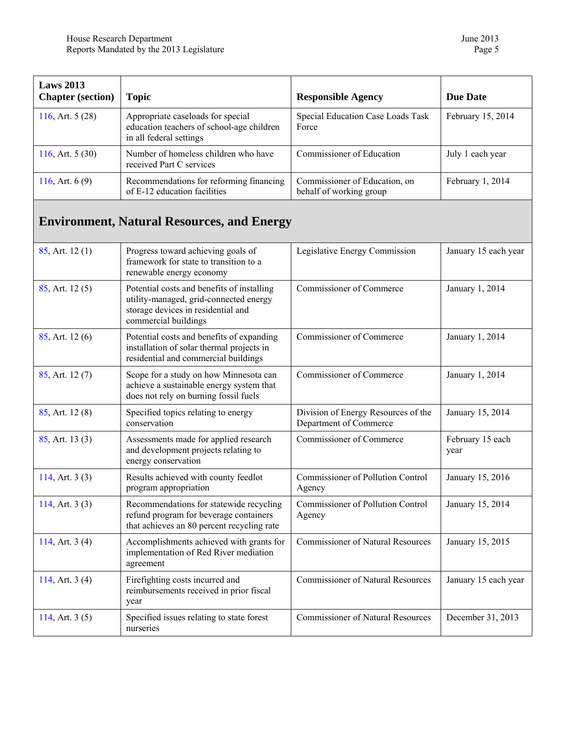| Laws 2013 Chapter (section) | Topic | Responsible Agency | Due Date |
|---|---|---|---|
| 116, Art. 5 (28) | Appropriate caseloads for special education teachers of school-age children in all federal settings | Special Education Case Loads Task Force | February 15, 2014 |
| 116, Art. 5 (30) | Number of homeless children who have received Part C services | Commissioner of Education | July 1 each year |
| 116, Art. 6 (9) | Recommendations for reforming financing of E-12 education facilities | Commissioner of Education, on behalf of working group | February 1, 2014 |
| **Environment, Natural Resources, and Energy** | | | |
| 85, Art. 12 (1) | Progress toward achieving goals of framework for state to transition to a renewable energy economy | Legislative Energy Commission | January 15 each year |
| 85, Art. 12 (5) | Potential costs and benefits of installing utility-managed, grid-connected energy storage devices in residential and commercial buildings | Commissioner of Commerce | January 1, 2014 |
| 85, Art. 12 (6) | Potential costs and benefits of expanding installation of solar thermal projects in residential and commercial buildings | Commissioner of Commerce | January 1, 2014 |
| 85, Art. 12 (7) | Scope for a study on how Minnesota can achieve a sustainable energy system that does not rely on burning fossil fuels | Commissioner of Commerce | January 1, 2014 |
| 85, Art. 12 (8) | Specified topics relating to energy conservation | Division of Energy Resources of the Department of Commerce | January 15, 2014 |
| 85, Art. 13 (3) | Assessments made for applied research and development projects relating to energy conservation | Commissioner of Commerce | February 15 each year |
| 114, Art. 3 (3) | Results achieved with county feedlot program appropriation | Commissioner of Pollution Control Agency | January 15, 2016 |
| 114, Art. 3 (3) | Recommendations for statewide recycling refund program for beverage containers that achieves an 80 percent recycling rate | Commissioner of Pollution Control Agency | January 15, 2014 |
| 114, Art. 3 (4) | Accomplishments achieved with grants for implementation of Red River mediation agreement | Commissioner of Natural Resources | January 15, 2015 |
| 114, Art. 3 (4) | Firefighting costs incurred and reimbursements received in prior fiscal year | Commissioner of Natural Resources | January 15 each year |
| 114, Art. 3 (5) | Specified issues relating to state forest nurseries | Commissioner of Natural Resources | December 31, 2013 |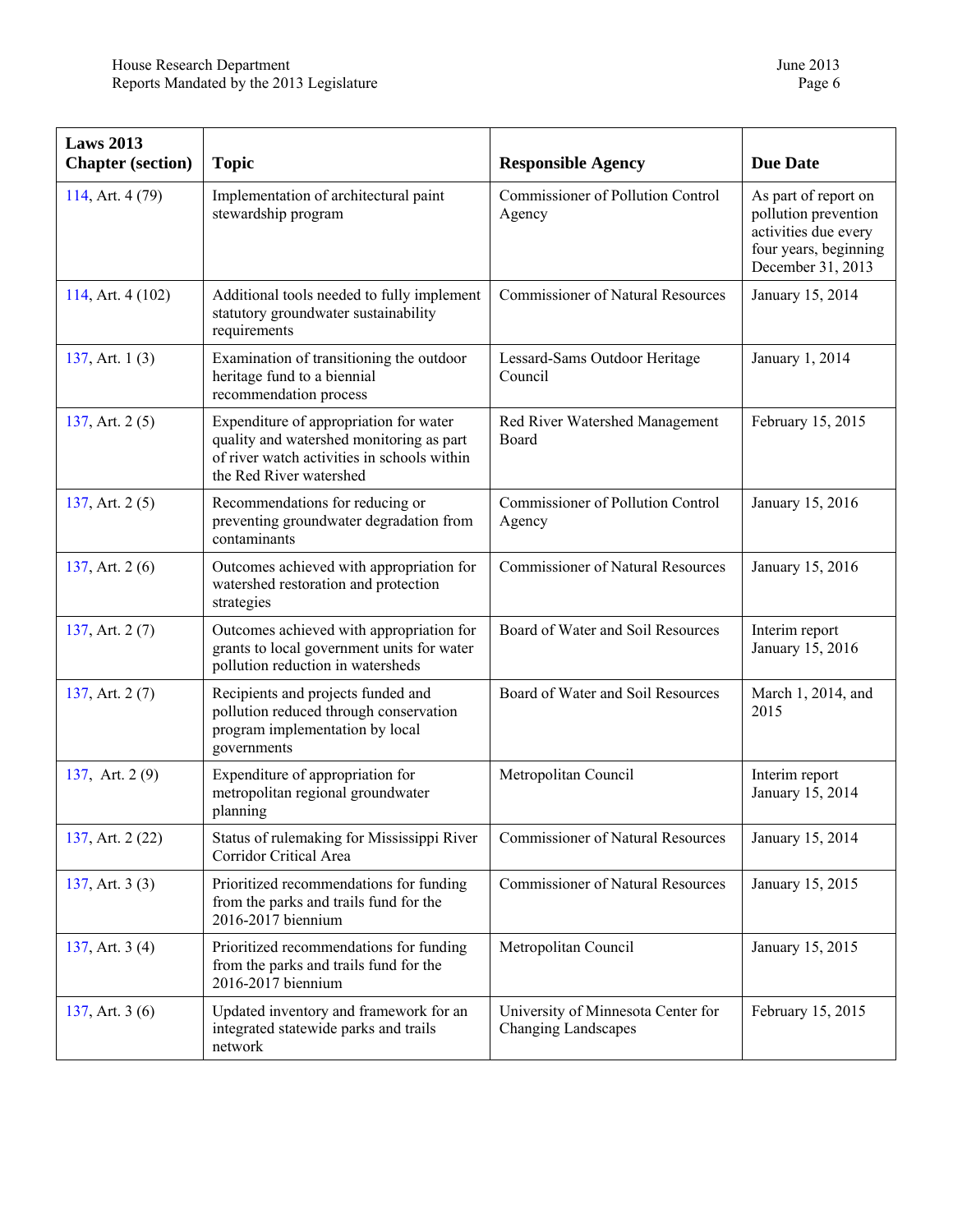| Laws 2013 Chapter (section) | Topic | Responsible Agency | Due Date |
|---|---|---|---|
| 114, Art. 4 (79) | Implementation of architectural paint stewardship program | Commissioner of Pollution Control Agency | As part of report on pollution prevention activities due every four years, beginning December 31, 2013 |
| 114, Art. 4 (102) | Additional tools needed to fully implement statutory groundwater sustainability requirements | Commissioner of Natural Resources | January 15, 2014 |
| 137, Art. 1 (3) | Examination of transitioning the outdoor heritage fund to a biennial recommendation process | Lessard-Sams Outdoor Heritage Council | January 1, 2014 |
| 137, Art. 2 (5) | Expenditure of appropriation for water quality and watershed monitoring as part of river watch activities in schools within the Red River watershed | Red River Watershed Management Board | February 15, 2015 |
| 137, Art. 2 (5) | Recommendations for reducing or preventing groundwater degradation from contaminants | Commissioner of Pollution Control Agency | January 15, 2016 |
| 137, Art. 2 (6) | Outcomes achieved with appropriation for watershed restoration and protection strategies | Commissioner of Natural Resources | January 15, 2016 |
| 137, Art. 2 (7) | Outcomes achieved with appropriation for grants to local government units for water pollution reduction in watersheds | Board of Water and Soil Resources | Interim report January 15, 2016 |
| 137, Art. 2 (7) | Recipients and projects funded and pollution reduced through conservation program implementation by local governments | Board of Water and Soil Resources | March 1, 2014, and 2015 |
| 137, Art. 2 (9) | Expenditure of appropriation for metropolitan regional groundwater planning | Metropolitan Council | Interim report January 15, 2014 |
| 137, Art. 2 (22) | Status of rulemaking for Mississippi River Corridor Critical Area | Commissioner of Natural Resources | January 15, 2014 |
| 137, Art. 3 (3) | Prioritized recommendations for funding from the parks and trails fund for the 2016-2017 biennium | Commissioner of Natural Resources | January 15, 2015 |
| 137, Art. 3 (4) | Prioritized recommendations for funding from the parks and trails fund for the 2016-2017 biennium | Metropolitan Council | January 15, 2015 |
| 137, Art. 3 (6) | Updated inventory and framework for an integrated statewide parks and trails network | University of Minnesota Center for Changing Landscapes | February 15, 2015 |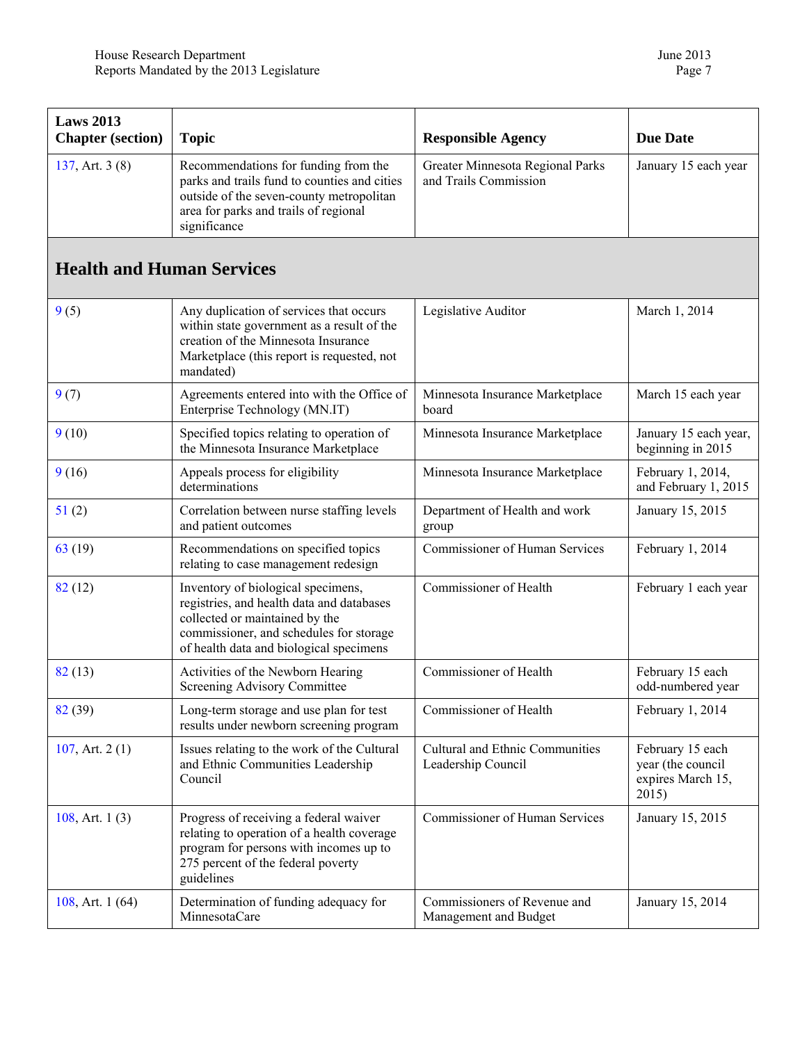| Laws 2013 Chapter (section) | Topic | Responsible Agency | Due Date |
|---|---|---|---|
| 137, Art. 3 (8) | Recommendations for funding from the parks and trails fund to counties and cities outside of the seven-county metropolitan area for parks and trails of regional significance | Greater Minnesota Regional Parks and Trails Commission | January 15 each year |
| **Health and Human Services** | | | |
| 9 (5) | Any duplication of services that occurs within state government as a result of the creation of the Minnesota Insurance Marketplace (this report is requested, not mandated) | Legislative Auditor | March 1, 2014 |
| 9 (7) | Agreements entered into with the Office of Enterprise Technology (MN.IT) | Minnesota Insurance Marketplace board | March 15 each year |
| 9 (10) | Specified topics relating to operation of the Minnesota Insurance Marketplace | Minnesota Insurance Marketplace | January 15 each year, beginning in 2015 |
| 9 (16) | Appeals process for eligibility determinations | Minnesota Insurance Marketplace | February 1, 2014, and February 1, 2015 |
| 51 (2) | Correlation between nurse staffing levels and patient outcomes | Department of Health and work group | January 15, 2015 |
| 63 (19) | Recommendations on specified topics relating to case management redesign | Commissioner of Human Services | February 1, 2014 |
| 82 (12) | Inventory of biological specimens, registries, and health data and databases collected or maintained by the commissioner, and schedules for storage of health data and biological specimens | Commissioner of Health | February 1 each year |
| 82 (13) | Activities of the Newborn Hearing Screening Advisory Committee | Commissioner of Health | February 15 each odd-numbered year |
| 82 (39) | Long-term storage and use plan for test results under newborn screening program | Commissioner of Health | February 1, 2014 |
| 107, Art. 2 (1) | Issues relating to the work of the Cultural and Ethnic Communities Leadership Council | Cultural and Ethnic Communities Leadership Council | February 15 each year (the council expires March 15, 2015) |
| 108, Art. 1 (3) | Progress of receiving a federal waiver relating to operation of a health coverage program for persons with incomes up to 275 percent of the federal poverty guidelines | Commissioner of Human Services | January 15, 2015 |
| 108, Art. 1 (64) | Determination of funding adequacy for MinnesotaCare | Commissioners of Revenue and Management and Budget | January 15, 2014 |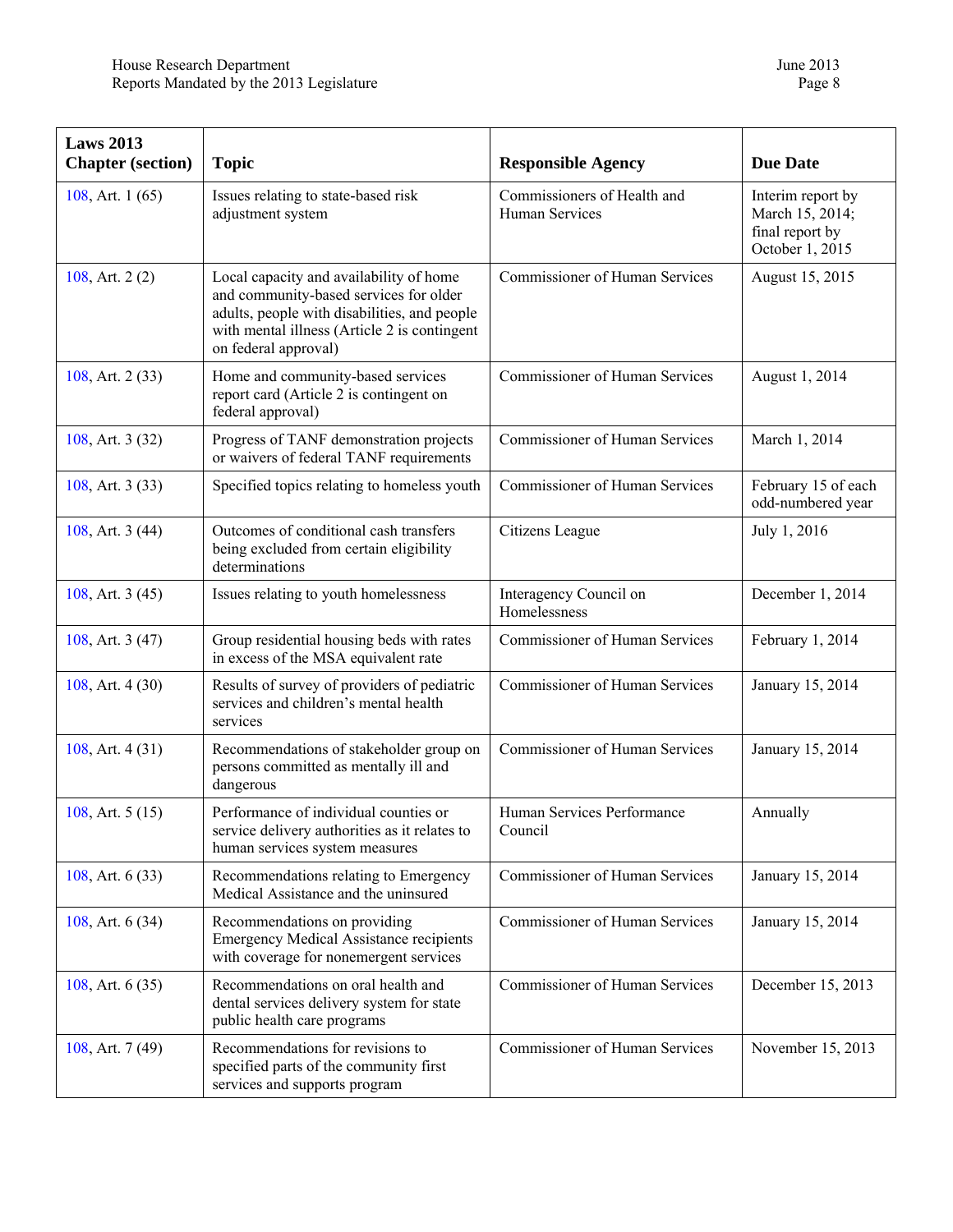| Laws 2013 Chapter (section) | Topic | Responsible Agency | Due Date |
|---|---|---|---|
| 108, Art. 1 (65) | Issues relating to state-based risk adjustment system | Commissioners of Health and Human Services | Interim report by March 15, 2014; final report by October 1, 2015 |
| 108, Art. 2 (2) | Local capacity and availability of home and community-based services for older adults, people with disabilities, and people with mental illness (Article 2 is contingent on federal approval) | Commissioner of Human Services | August 15, 2015 |
| 108, Art. 2 (33) | Home and community-based services report card (Article 2 is contingent on federal approval) | Commissioner of Human Services | August 1, 2014 |
| 108, Art. 3 (32) | Progress of TANF demonstration projects or waivers of federal TANF requirements | Commissioner of Human Services | March 1, 2014 |
| 108, Art. 3 (33) | Specified topics relating to homeless youth | Commissioner of Human Services | February 15 of each odd-numbered year |
| 108, Art. 3 (44) | Outcomes of conditional cash transfers being excluded from certain eligibility determinations | Citizens League | July 1, 2016 |
| 108, Art. 3 (45) | Issues relating to youth homelessness | Interagency Council on Homelessness | December 1, 2014 |
| 108, Art. 3 (47) | Group residential housing beds with rates in excess of the MSA equivalent rate | Commissioner of Human Services | February 1, 2014 |
| 108, Art. 4 (30) | Results of survey of providers of pediatric services and children's mental health services | Commissioner of Human Services | January 15, 2014 |
| 108, Art. 4 (31) | Recommendations of stakeholder group on persons committed as mentally ill and dangerous | Commissioner of Human Services | January 15, 2014 |
| 108, Art. 5 (15) | Performance of individual counties or service delivery authorities as it relates to human services system measures | Human Services Performance Council | Annually |
| 108, Art. 6 (33) | Recommendations relating to Emergency Medical Assistance and the uninsured | Commissioner of Human Services | January 15, 2014 |
| 108, Art. 6 (34) | Recommendations on providing Emergency Medical Assistance recipients with coverage for nonemergent services | Commissioner of Human Services | January 15, 2014 |
| 108, Art. 6 (35) | Recommendations on oral health and dental services delivery system for state public health care programs | Commissioner of Human Services | December 15, 2013 |
| 108, Art. 7 (49) | Recommendations for revisions to specified parts of the community first services and supports program | Commissioner of Human Services | November 15, 2013 |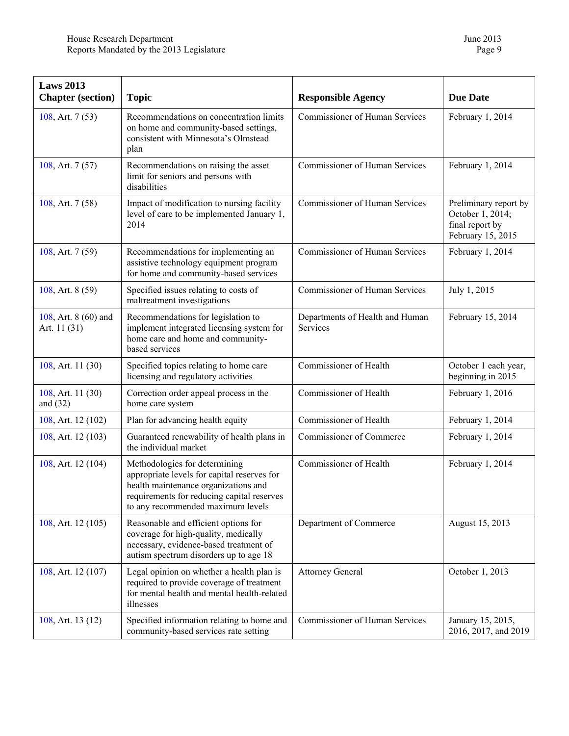| Laws 2013 Chapter (section) | Topic | Responsible Agency | Due Date |
|---|---|---|---|
| 108, Art. 7 (53) | Recommendations on concentration limits on home and community-based settings, consistent with Minnesota's Olmstead plan | Commissioner of Human Services | February 1, 2014 |
| 108, Art. 7 (57) | Recommendations on raising the asset limit for seniors and persons with disabilities | Commissioner of Human Services | February 1, 2014 |
| 108, Art. 7 (58) | Impact of modification to nursing facility level of care to be implemented January 1, 2014 | Commissioner of Human Services | Preliminary report by October 1, 2014; final report by February 15, 2015 |
| 108, Art. 7 (59) | Recommendations for implementing an assistive technology equipment program for home and community-based services | Commissioner of Human Services | February 1, 2014 |
| 108, Art. 8 (59) | Specified issues relating to costs of maltreatment investigations | Commissioner of Human Services | July 1, 2015 |
| 108, Art. 8 (60) and Art. 11 (31) | Recommendations for legislation to implement integrated licensing system for home care and home and community-based services | Departments of Health and Human Services | February 15, 2014 |
| 108, Art. 11 (30) | Specified topics relating to home care licensing and regulatory activities | Commissioner of Health | October 1 each year, beginning in 2015 |
| 108, Art. 11 (30) and (32) | Correction order appeal process in the home care system | Commissioner of Health | February 1, 2016 |
| 108, Art. 12 (102) | Plan for advancing health equity | Commissioner of Health | February 1, 2014 |
| 108, Art. 12 (103) | Guaranteed renewability of health plans in the individual market | Commissioner of Commerce | February 1, 2014 |
| 108, Art. 12 (104) | Methodologies for determining appropriate levels for capital reserves for health maintenance organizations and requirements for reducing capital reserves to any recommended maximum levels | Commissioner of Health | February 1, 2014 |
| 108, Art. 12 (105) | Reasonable and efficient options for coverage for high-quality, medically necessary, evidence-based treatment of autism spectrum disorders up to age 18 | Department of Commerce | August 15, 2013 |
| 108, Art. 12 (107) | Legal opinion on whether a health plan is required to provide coverage of treatment for mental health and mental health-related illnesses | Attorney General | October 1, 2013 |
| 108, Art. 13 (12) | Specified information relating to home and community-based services rate setting | Commissioner of Human Services | January 15, 2015, 2016, 2017, and 2019 |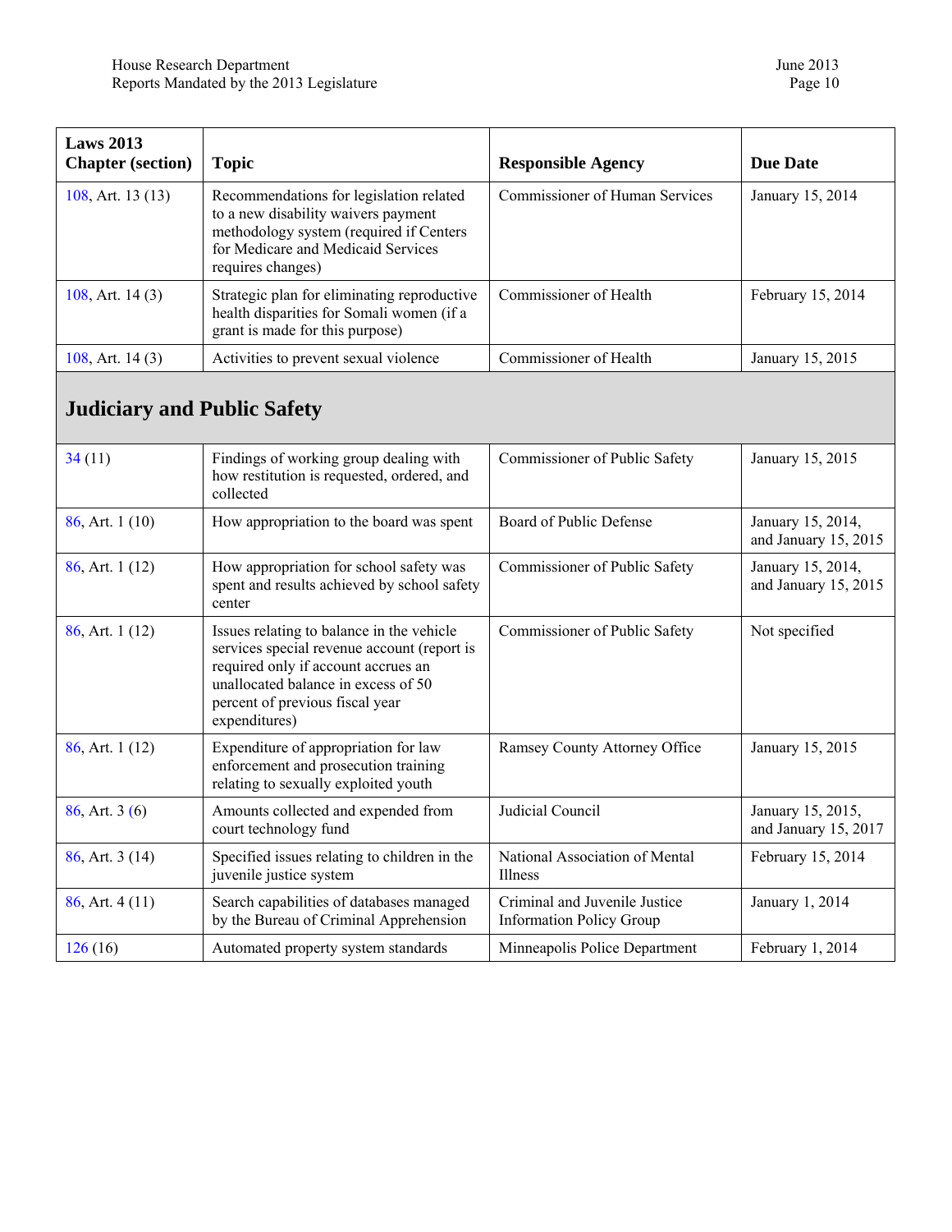| Laws 2013 Chapter (section) | Topic | Responsible Agency | Due Date |
|---|---|---|---|
| 108, Art. 13 (13) | Recommendations for legislation related to a new disability waivers payment methodology system (required if Centers for Medicare and Medicaid Services requires changes) | Commissioner of Human Services | January 15, 2014 |
| 108, Art. 14 (3) | Strategic plan for eliminating reproductive health disparities for Somali women (if a grant is made for this purpose) | Commissioner of Health | February 15, 2014 |
| 108, Art. 14 (3) | Activities to prevent sexual violence | Commissioner of Health | January 15, 2015 |
| **Judiciary and Public Safety** | | | |
| 34 (11) | Findings of working group dealing with how restitution is requested, ordered, and collected | Commissioner of Public Safety | January 15, 2015 |
| 86, Art. 1 (10) | How appropriation to the board was spent | Board of Public Defense | January 15, 2014, and January 15, 2015 |
| 86, Art. 1 (12) | How appropriation for school safety was spent and results achieved by school safety center | Commissioner of Public Safety | January 15, 2014, and January 15, 2015 |
| 86, Art. 1 (12) | Issues relating to balance in the vehicle services special revenue account (report is required only if account accrues an unallocated balance in excess of 50 percent of previous fiscal year expenditures) | Commissioner of Public Safety | Not specified |
| 86, Art. 1 (12) | Expenditure of appropriation for law enforcement and prosecution training relating to sexually exploited youth | Ramsey County Attorney Office | January 15, 2015 |
| 86, Art. 3 (6) | Amounts collected and expended from court technology fund | Judicial Council | January 15, 2015, and January 15, 2017 |
| 86, Art. 3 (14) | Specified issues relating to children in the juvenile justice system | National Association of Mental Illness | February 15, 2014 |
| 86, Art. 4 (11) | Search capabilities of databases managed by the Bureau of Criminal Apprehension | Criminal and Juvenile Justice Information Policy Group | January 1, 2014 |
| 126 (16) | Automated property system standards | Minneapolis Police Department | February 1, 2014 |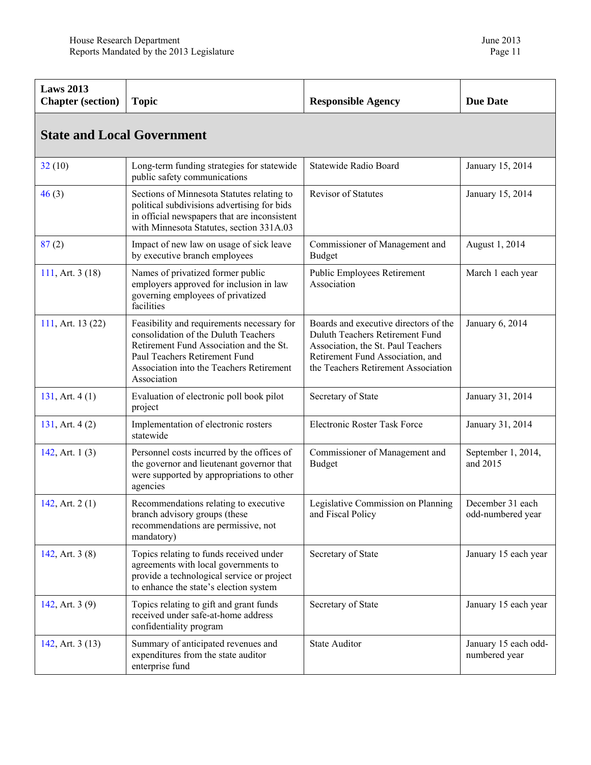| Laws 2013 Chapter (section) | Topic | Responsible Agency | Due Date |
|---|---|---|---|
| **State and Local Government** | | | |
| 32 (10) | Long-term funding strategies for statewide public safety communications | Statewide Radio Board | January 15, 2014 |
| 46 (3) | Sections of Minnesota Statutes relating to political subdivisions advertising for bids in official newspapers that are inconsistent with Minnesota Statutes, section 331A.03 | Revisor of Statutes | January 15, 2014 |
| 87 (2) | Impact of new law on usage of sick leave by executive branch employees | Commissioner of Management and Budget | August 1, 2014 |
| 111, Art. 3 (18) | Names of privatized former public employers approved for inclusion in law governing employees of privatized facilities | Public Employees Retirement Association | March 1 each year |
| 111, Art. 13 (22) | Feasibility and requirements necessary for consolidation of the Duluth Teachers Retirement Fund Association and the St. Paul Teachers Retirement Fund Association into the Teachers Retirement Association | Boards and executive directors of the Duluth Teachers Retirement Fund Association, the St. Paul Teachers Retirement Fund Association, and the Teachers Retirement Association | January 6, 2014 |
| 131, Art. 4 (1) | Evaluation of electronic poll book pilot project | Secretary of State | January 31, 2014 |
| 131, Art. 4 (2) | Implementation of electronic rosters statewide | Electronic Roster Task Force | January 31, 2014 |
| 142, Art. 1 (3) | Personnel costs incurred by the offices of the governor and lieutenant governor that were supported by appropriations to other agencies | Commissioner of Management and Budget | September 1, 2014, and 2015 |
| 142, Art. 2 (1) | Recommendations relating to executive branch advisory groups (these recommendations are permissive, not mandatory) | Legislative Commission on Planning and Fiscal Policy | December 31 each odd-numbered year |
| 142, Art. 3 (8) | Topics relating to funds received under agreements with local governments to provide a technological service or project to enhance the state's election system | Secretary of State | January 15 each year |
| 142, Art. 3 (9) | Topics relating to gift and grant funds received under safe-at-home address confidentiality program | Secretary of State | January 15 each year |
| 142, Art. 3 (13) | Summary of anticipated revenues and expenditures from the state auditor enterprise fund | State Auditor | January 15 each odd-numbered year |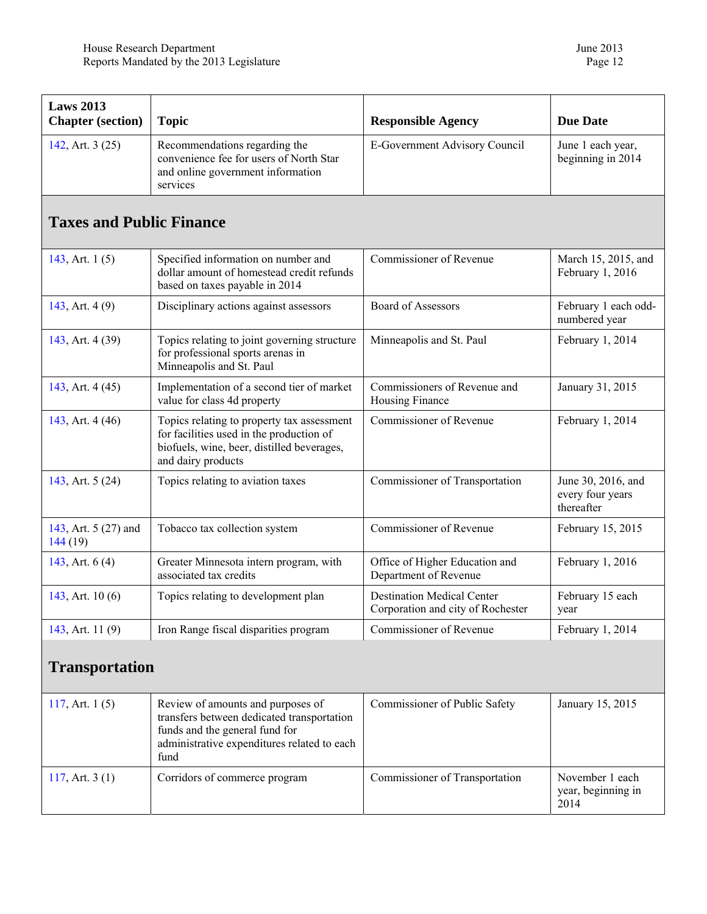| Laws 2013 Chapter (section) | Topic | Responsible Agency | Due Date |
|---|---|---|---|
| 142, Art. 3 (25) | Recommendations regarding the convenience fee for users of North Star and online government information services | E-Government Advisory Council | June 1 each year, beginning in 2014 |
| **Taxes and Public Finance** | | | |
| 143, Art. 1 (5) | Specified information on number and dollar amount of homestead credit refunds based on taxes payable in 2014 | Commissioner of Revenue | March 15, 2015, and February 1, 2016 |
| 143, Art. 4 (9) | Disciplinary actions against assessors | Board of Assessors | February 1 each odd-numbered year |
| 143, Art. 4 (39) | Topics relating to joint governing structure for professional sports arenas in Minneapolis and St. Paul | Minneapolis and St. Paul | February 1, 2014 |
| 143, Art. 4 (45) | Implementation of a second tier of market value for class 4d property | Commissioners of Revenue and Housing Finance | January 31, 2015 |
| 143, Art. 4 (46) | Topics relating to property tax assessment for facilities used in the production of biofuels, wine, beer, distilled beverages, and dairy products | Commissioner of Revenue | February 1, 2014 |
| 143, Art. 5 (24) | Topics relating to aviation taxes | Commissioner of Transportation | June 30, 2016, and every four years thereafter |
| 143, Art. 5 (27) and 144 (19) | Tobacco tax collection system | Commissioner of Revenue | February 15, 2015 |
| 143, Art. 6 (4) | Greater Minnesota intern program, with associated tax credits | Office of Higher Education and Department of Revenue | February 1, 2016 |
| 143, Art. 10 (6) | Topics relating to development plan | Destination Medical Center Corporation and city of Rochester | February 15 each year |
| 143, Art. 11 (9) | Iron Range fiscal disparities program | Commissioner of Revenue | February 1, 2014 |
| **Transportation** | | | |
| 117, Art. 1 (5) | Review of amounts and purposes of transfers between dedicated transportation funds and the general fund for administrative expenditures related to each fund | Commissioner of Public Safety | January 15, 2015 |
| 117, Art. 3 (1) | Corridors of commerce program | Commissioner of Transportation | November 1 each year, beginning in 2014 |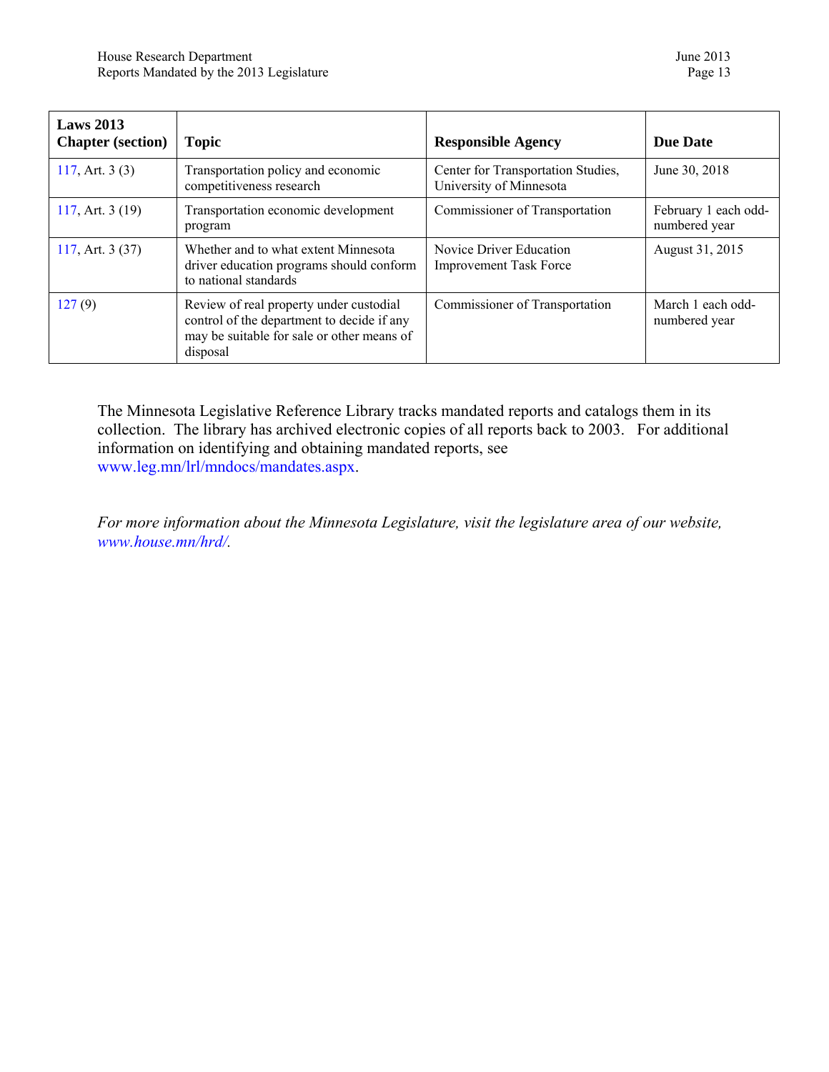| Laws 2013 Chapter (section) | Topic | Responsible Agency | Due Date |
|---|---|---|---|
| 117, Art. 3 (3) | Transportation policy and economic competitiveness research | Center for Transportation Studies, University of Minnesota | June 30, 2018 |
| 117, Art. 3 (19) | Transportation economic development program | Commissioner of Transportation | February 1 each odd-numbered year |
| 117, Art. 3 (37) | Whether and to what extent Minnesota driver education programs should conform to national standards | Novice Driver Education Improvement Task Force | August 31, 2015 |
| 127 (9) | Review of real property under custodial control of the department to decide if any may be suitable for sale or other means of disposal | Commissioner of Transportation | March 1 each odd-numbered year |

The Minnesota Legislative Reference Library tracks mandated reports and catalogs them in its collection. The library has archived electronic copies of all reports back to 2003. For additional information on identifying and obtaining mandated reports, see www.leg.mn/lrl/mndocs/mandates.aspx.

*For more information about the Minnesota Legislature, visit the legislature area of our website, www.house.mn/hrd/.*